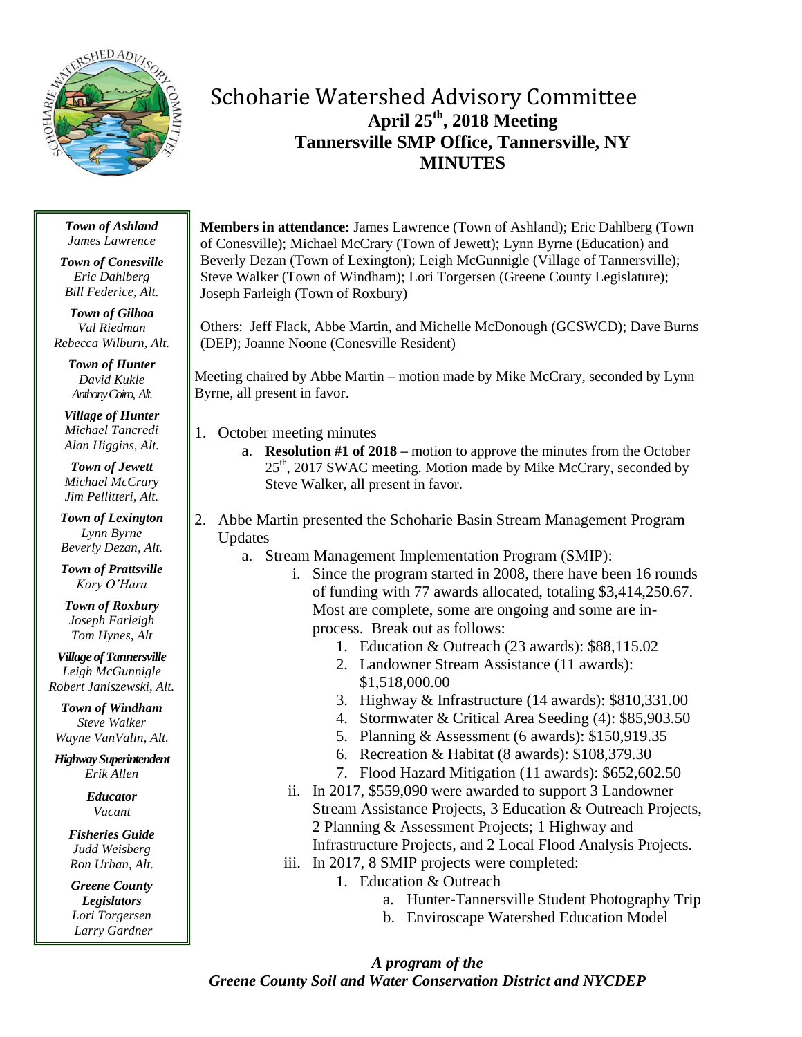# Schoharie Watershed Advisory Committee

**April 25th, 2018 Meeting**
**Tannersville SMP Office, Tannersville, NY**
**MINUTES**

***Town of Ashland***
*James Lawrence*

***Town of Conesville***
*Eric Dahlberg*
*Bill Federice, Alt.*

***Town of Gilboa***
*Val Riedman*
*Rebecca Wilburn, Alt.*

***Town of Hunter***
*David Kukle*
*Anthony Coiro, Alt.*

***Village of Hunter***
*Michael Tancredi*
*Alan Higgins, Alt.*

***Town of Jewett***
*Michael McCrary*
*Jim Pellitteri, Alt.*

***Town of Lexington***
*Lynn Byrne*
*Beverly Dezan, Alt.*

***Town of Prattsville***
*Kory O'Hara*

***Town of Roxbury***
*Joseph Farleigh*
*Tom Hynes, Alt*

***Village of Tannersville***
*Leigh McGunnigle*
*Robert Janiszewski, Alt.*

***Town of Windham***
*Steve Walker*
*Wayne VanValin, Alt.*

***Highway Superintendent***
*Erik Allen*

***Educator***
*Vacant*

***Fisheries Guide***
*Judd Weisberg*
*Ron Urban, Alt.*

***Greene County Legislators***
*Lori Torgersen*
*Larry Gardner*

**Members in attendance:** James Lawrence (Town of Ashland); Eric Dahlberg (Town of Conesville); Michael McCrary (Town of Jewett); Lynn Byrne (Education) and Beverly Dezan (Town of Lexington); Leigh McGunnigle (Village of Tannersville); Steve Walker (Town of Windham); Lori Torgersen (Greene County Legislature); Joseph Farleigh (Town of Roxbury)

Others: Jeff Flack, Abbe Martin, and Michelle McDonough (GCSWCD); Dave Burns (DEP); Joanne Noone (Conesville Resident)

Meeting chaired by Abbe Martin – motion made by Mike McCrary, seconded by Lynn Byrne, all present in favor.

1. October meeting minutes
    a. **Resolution #1 of 2018 –** motion to approve the minutes from the October 25th, 2017 SWAC meeting. Motion made by Mike McCrary, seconded by Steve Walker, all present in favor.
2. Abbe Martin presented the Schoharie Basin Stream Management Program Updates
    a. Stream Management Implementation Program (SMIP):
        i. Since the program started in 2008, there have been 16 rounds of funding with 77 awards allocated, totaling $3,414,250.67. Most are complete, some are ongoing and some are in-process. Break out as follows:
            1. Education & Outreach (23 awards): $88,115.02
            2. Landowner Stream Assistance (11 awards): $1,518,000.00
            3. Highway & Infrastructure (14 awards): $810,331.00
            4. Stormwater & Critical Area Seeding (4): $85,903.50
            5. Planning & Assessment (6 awards): $150,919.35
            6. Recreation & Habitat (8 awards): $108,379.30
            7. Flood Hazard Mitigation (11 awards): $652,602.50
        ii. In 2017, $559,090 were awarded to support 3 Landowner Stream Assistance Projects, 3 Education & Outreach Projects, 2 Planning & Assessment Projects; 1 Highway and Infrastructure Projects, and 2 Local Flood Analysis Projects.
        iii. In 2017, 8 SMIP projects were completed:
            1. Education & Outreach
                a. Hunter-Tannersville Student Photography Trip
                b. Enviroscape Watershed Education Model

***A program of the***
***Greene County Soil and Water Conservation District and NYCDEP***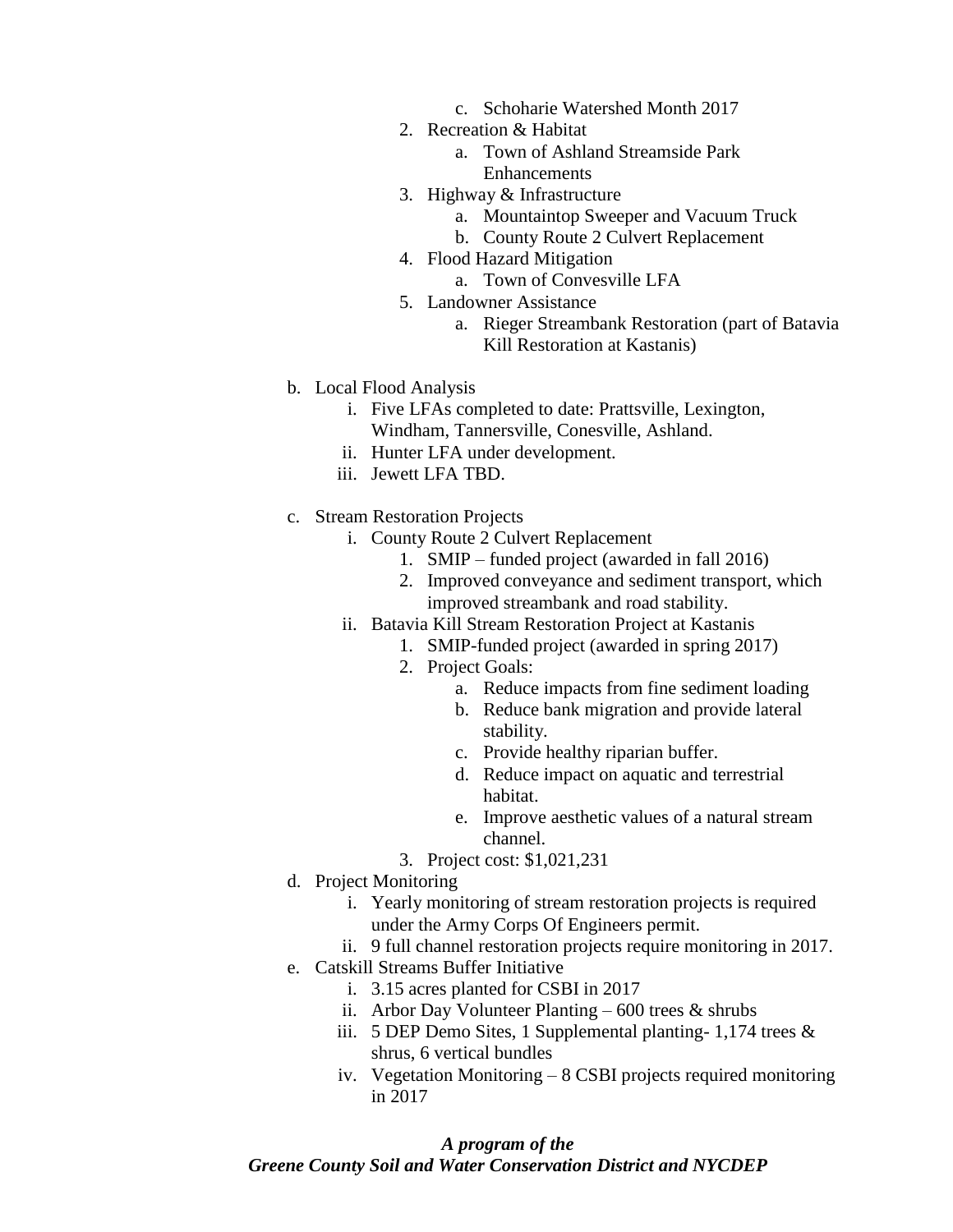c. Schoharie Watershed Month 2017
    2. Recreation & Habitat
        a. Town of Ashland Streamside Park Enhancements
    3. Highway & Infrastructure
        a. Mountaintop Sweeper and Vacuum Truck
        b. County Route 2 Culvert Replacement
    4. Flood Hazard Mitigation
        a. Town of Convesville LFA
    5. Landowner Assistance
        a. Rieger Streambank Restoration (part of Batavia Kill Restoration at Kastanis)

b. Local Flood Analysis
    i. Five LFAs completed to date: Prattsville, Lexington, Windham, Tannersville, Conesville, Ashland.
    ii. Hunter LFA under development.
    iii. Jewett LFA TBD.

c. Stream Restoration Projects
    i. County Route 2 Culvert Replacement
        1. SMIP – funded project (awarded in fall 2016)
        2. Improved conveyance and sediment transport, which improved streambank and road stability.
    ii. Batavia Kill Stream Restoration Project at Kastanis
        1. SMIP-funded project (awarded in spring 2017)
        2. Project Goals:
            a. Reduce impacts from fine sediment loading
            b. Reduce bank migration and provide lateral stability.
            c. Provide healthy riparian buffer.
            d. Reduce impact on aquatic and terrestrial habitat.
            e. Improve aesthetic values of a natural stream channel.
        3. Project cost: $1,021,231

d. Project Monitoring
    i. Yearly monitoring of stream restoration projects is required under the Army Corps Of Engineers permit.
    ii. 9 full channel restoration projects require monitoring in 2017.

e. Catskill Streams Buffer Initiative
    i. 3.15 acres planted for CSBI in 2017
    ii. Arbor Day Volunteer Planting – 600 trees & shrubs
    iii. 5 DEP Demo Sites, 1 Supplemental planting- 1,174 trees & shrus, 6 vertical bundles
    iv. Vegetation Monitoring – 8 CSBI projects required monitoring in 2017

***A program of the***
***Greene County Soil and Water Conservation District and NYCDEP***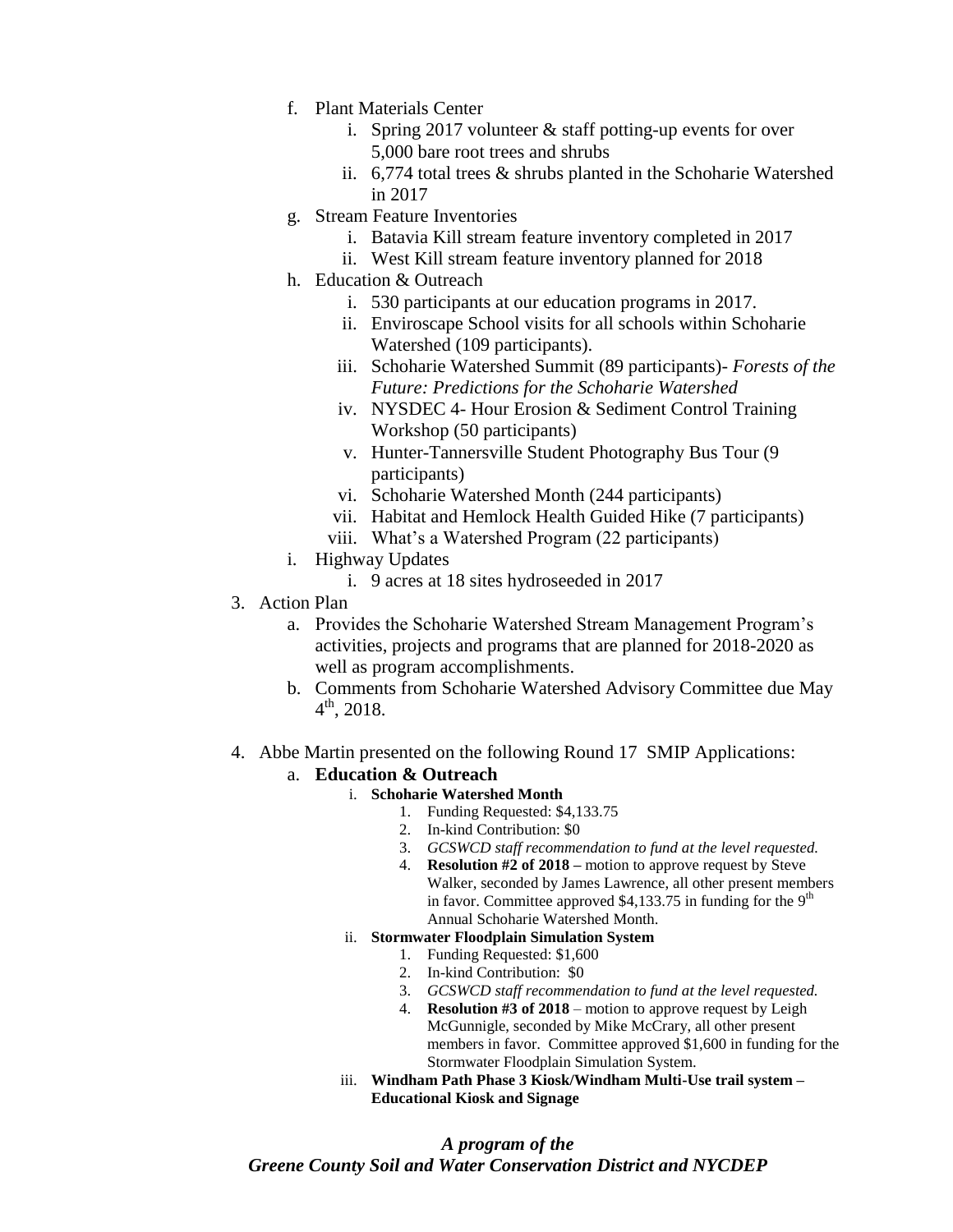f. Plant Materials Center
   i. Spring 2017 volunteer & staff potting-up events for over 5,000 bare root trees and shrubs
   ii. 6,774 total trees & shrubs planted in the Schoharie Watershed in 2017
g. Stream Feature Inventories
   i. Batavia Kill stream feature inventory completed in 2017
   ii. West Kill stream feature inventory planned for 2018
h. Education & Outreach
   i. 530 participants at our education programs in 2017.
   ii. Enviroscape School visits for all schools within Schoharie Watershed (109 participants).
   iii. Schoharie Watershed Summit (89 participants)- *Forests of the Future: Predictions for the Schoharie Watershed*
   iv. NYSDEC 4- Hour Erosion & Sediment Control Training Workshop (50 participants)
   v. Hunter-Tannersville Student Photography Bus Tour (9 participants)
   vi. Schoharie Watershed Month (244 participants)
   vii. Habitat and Hemlock Health Guided Hike (7 participants)
   viii. What's a Watershed Program (22 participants)
i. Highway Updates
   i. 9 acres at 18 sites hydroseeded in 2017

3. Action Plan
   a. Provides the Schoharie Watershed Stream Management Program's activities, projects and programs that are planned for 2018-2020 as well as program accomplishments.
   b. Comments from Schoharie Watershed Advisory Committee due May 4th, 2018.

4. Abbe Martin presented on the following Round 17 SMIP Applications:
   a. **Education & Outreach**
      i. **Schoharie Watershed Month**
         1. Funding Requested: $4,133.75
         2. In-kind Contribution: $0
         3. *GCSWCD staff recommendation to fund at the level requested.*
         4. **Resolution #2 of 2018 –** motion to approve request by Steve Walker, seconded by James Lawrence, all other present members in favor. Committee approved $4,133.75 in funding for the 9th Annual Schoharie Watershed Month.
      ii. **Stormwater Floodplain Simulation System**
         1. Funding Requested: $1,600
         2. In-kind Contribution: $0
         3. *GCSWCD staff recommendation to fund at the level requested.*
         4. **Resolution #3 of 2018** – motion to approve request by Leigh McGunnigle, seconded by Mike McCrary, all other present members in favor. Committee approved $1,600 in funding for the Stormwater Floodplain Simulation System.
      iii. **Windham Path Phase 3 Kiosk/Windham Multi-Use trail system – Educational Kiosk and Signage**

***A program of the***
***Greene County Soil and Water Conservation District and NYCDEP***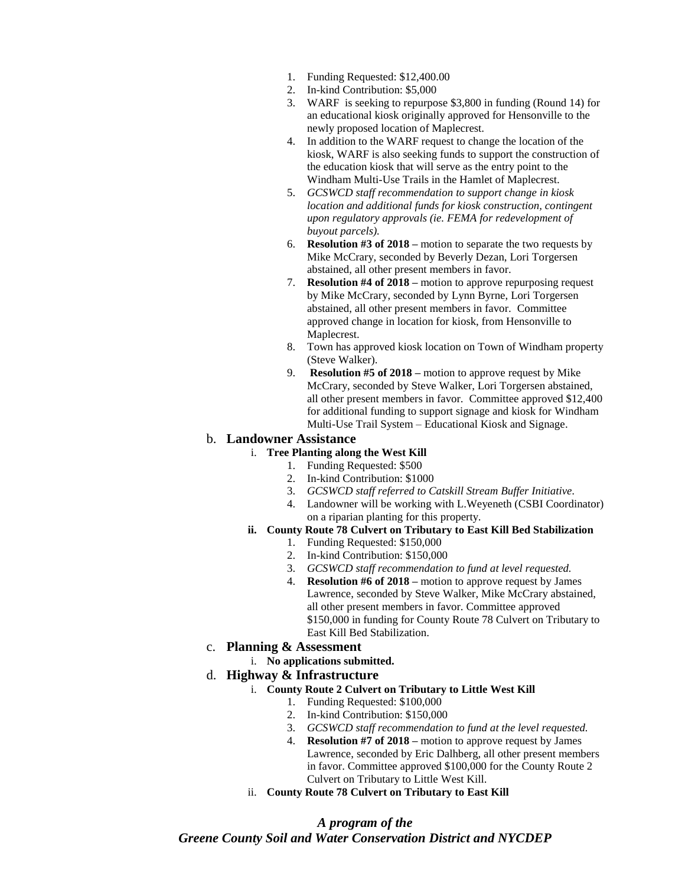1. Funding Requested: $12,400.00
2. In-kind Contribution: $5,000
3. WARF is seeking to repurpose $3,800 in funding (Round 14) for an educational kiosk originally approved for Hensonville to the newly proposed location of Maplecrest.
4. In addition to the WARF request to change the location of the kiosk, WARF is also seeking funds to support the construction of the education kiosk that will serve as the entry point to the Windham Multi-Use Trails in the Hamlet of Maplecrest.
5. *GCSWCD staff recommendation to support change in kiosk location and additional funds for kiosk construction, contingent upon regulatory approvals (ie. FEMA for redevelopment of buyout parcels).*
6. **Resolution #3 of 2018 –** motion to separate the two requests by Mike McCrary, seconded by Beverly Dezan, Lori Torgersen abstained, all other present members in favor.
7. **Resolution #4 of 2018 –** motion to approve repurposing request by Mike McCrary, seconded by Lynn Byrne, Lori Torgersen abstained, all other present members in favor. Committee approved change in location for kiosk, from Hensonville to Maplecrest.
8. Town has approved kiosk location on Town of Windham property (Steve Walker).
9. **Resolution #5 of 2018 –** motion to approve request by Mike McCrary, seconded by Steve Walker, Lori Torgersen abstained, all other present members in favor. Committee approved $12,400 for additional funding to support signage and kiosk for Windham Multi-Use Trail System – Educational Kiosk and Signage.

b. **Landowner Assistance**

i. **Tree Planting along the West Kill**

1. Funding Requested: $500
2. In-kind Contribution: $1000
3. *GCSWCD staff referred to Catskill Stream Buffer Initiative.*
4. Landowner will be working with L.Weyeneth (CSBI Coordinator) on a riparian planting for this property.

ii. **County Route 78 Culvert on Tributary to East Kill Bed Stabilization**

1. Funding Requested: $150,000
2. In-kind Contribution: $150,000
3. *GCSWCD staff recommendation to fund at level requested.*
4. **Resolution #6 of 2018 –** motion to approve request by James Lawrence, seconded by Steve Walker, Mike McCrary abstained, all other present members in favor. Committee approved $150,000 in funding for County Route 78 Culvert on Tributary to East Kill Bed Stabilization.

c. **Planning & Assessment**

i. **No applications submitted.**

d. **Highway & Infrastructure**

i. **County Route 2 Culvert on Tributary to Little West Kill**

1. Funding Requested: $100,000
2. In-kind Contribution: $150,000
3. *GCSWCD staff recommendation to fund at the level requested.*
4. **Resolution #7 of 2018 –** motion to approve request by James Lawrence, seconded by Eric Dalhberg, all other present members in favor. Committee approved $100,000 for the County Route 2 Culvert on Tributary to Little West Kill.

ii. **County Route 78 Culvert on Tributary to East Kill**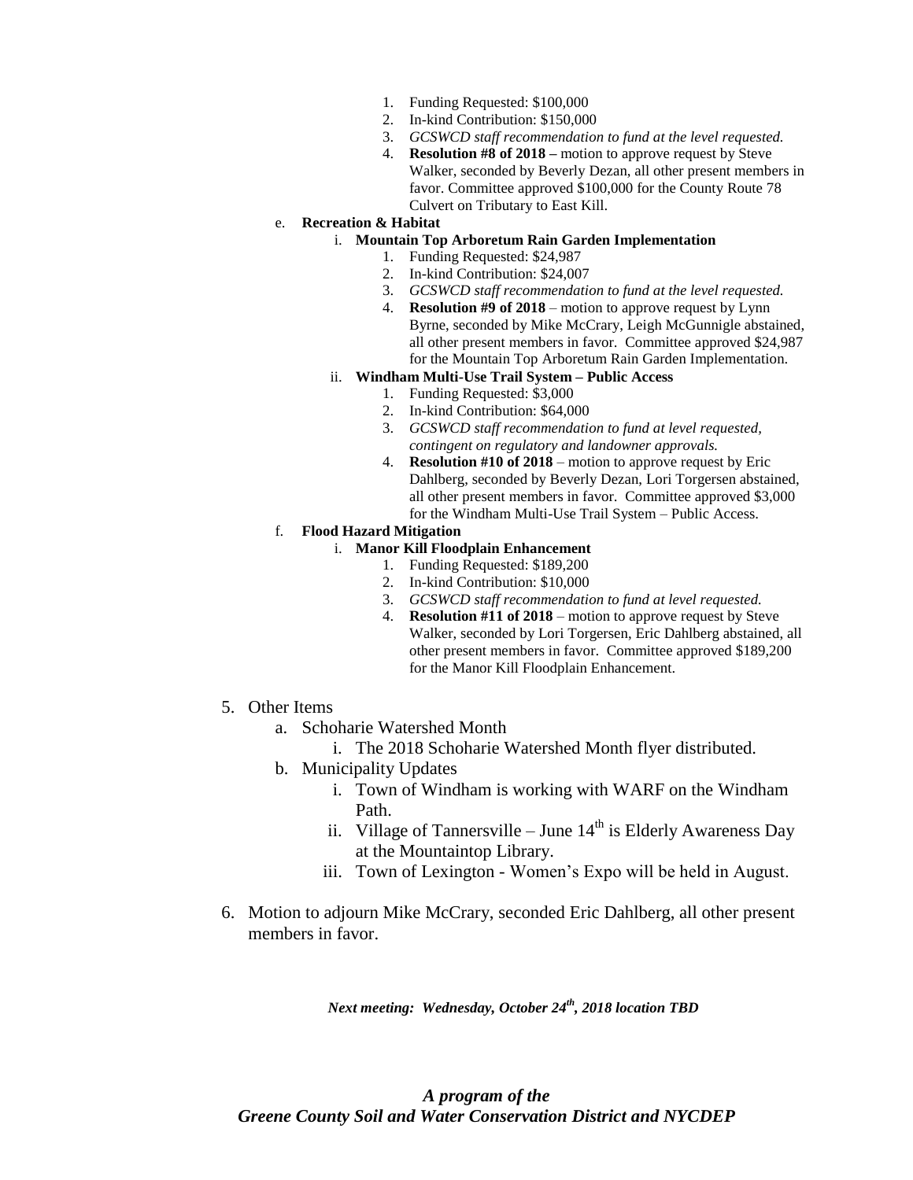1. Funding Requested: $100,000
2. In-kind Contribution: $150,000
3. *GCSWCD staff recommendation to fund at the level requested.*
4. **Resolution #8 of 2018 –** motion to approve request by Steve Walker, seconded by Beverly Dezan, all other present members in favor. Committee approved $100,000 for the County Route 78 Culvert on Tributary to East Kill.

e. **Recreation & Habitat**

i. **Mountain Top Arboretum Rain Garden Implementation**

1. Funding Requested: $24,987
2. In-kind Contribution: $24,007
3. *GCSWCD staff recommendation to fund at the level requested.*
4. **Resolution #9 of 2018** – motion to approve request by Lynn Byrne, seconded by Mike McCrary, Leigh McGunnigle abstained, all other present members in favor. Committee approved $24,987 for the Mountain Top Arboretum Rain Garden Implementation.

ii. **Windham Multi-Use Trail System – Public Access**

1. Funding Requested: $3,000
2. In-kind Contribution: $64,000
3. *GCSWCD staff recommendation to fund at level requested, contingent on regulatory and landowner approvals.*
4. **Resolution #10 of 2018** – motion to approve request by Eric Dahlberg, seconded by Beverly Dezan, Lori Torgersen abstained, all other present members in favor. Committee approved $3,000 for the Windham Multi-Use Trail System – Public Access.

f. **Flood Hazard Mitigation**

i. **Manor Kill Floodplain Enhancement**

1. Funding Requested: $189,200
2. In-kind Contribution: $10,000
3. *GCSWCD staff recommendation to fund at level requested.*
4. **Resolution #11 of 2018** – motion to approve request by Steve Walker, seconded by Lori Torgersen, Eric Dahlberg abstained, all other present members in favor. Committee approved $189,200 for the Manor Kill Floodplain Enhancement.

5. Other Items
   a. Schoharie Watershed Month
      i. The 2018 Schoharie Watershed Month flyer distributed.
   b. Municipality Updates
      i. Town of Windham is working with WARF on the Windham Path.
      ii. Village of Tannersville – June 14th is Elderly Awareness Day at the Mountaintop Library.
      iii. Town of Lexington - Women's Expo will be held in August.

6. Motion to adjourn Mike McCrary, seconded Eric Dahlberg, all other present members in favor.

***Next meeting: Wednesday, October 24th, 2018 location TBD***

***A program of the Greene County Soil and Water Conservation District and NYCDEP***